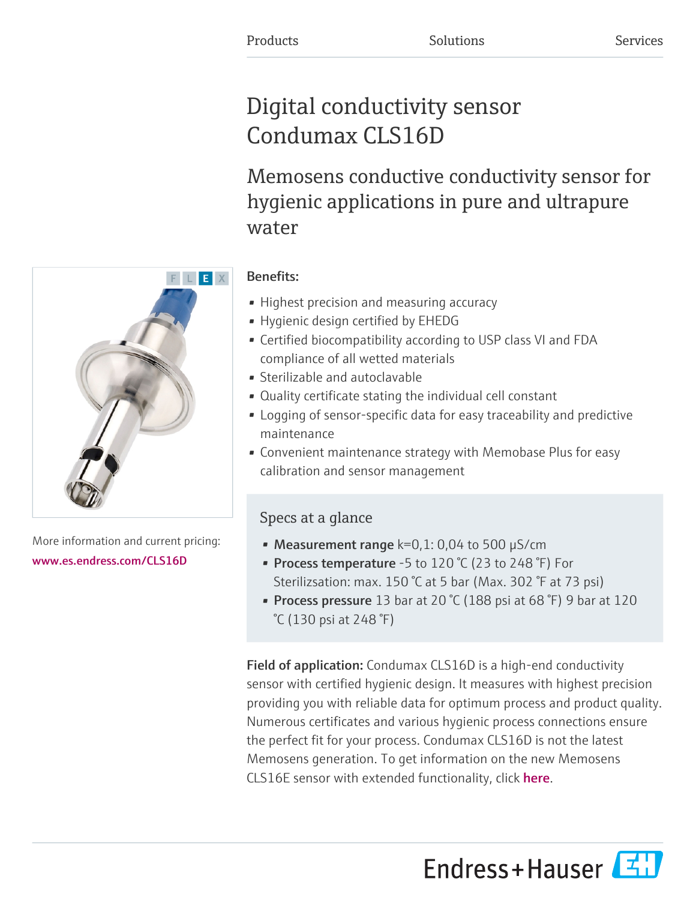Products Solutions Services

# Digital conductivity sensor Condumax CLS16D

## Memosens conductive conductivity sensor for hygienic applications in pure and ultrapure water

F L E X

More information and current pricing:
www.es.endress.com/CLS16D

**Benefits:**

- Highest precision and measuring accuracy
- Hygienic design certified by EHEDG
- Certified biocompatibility according to USP class VI and FDA compliance of all wetted materials
- Sterilizable and autoclavable
- Quality certificate stating the individual cell constant
- Logging of sensor-specific data for easy traceability and predictive maintenance
- Convenient maintenance strategy with Memobase Plus for easy calibration and sensor management

### Specs at a glance

- **Measurement range** k=0,1: 0,04 to 500 µS/cm
- **Process temperature** -5 to 120 °C (23 to 248 °F) For Sterilizsation: max. 150 °C at 5 bar (Max. 302 °F at 73 psi)
- **Process pressure** 13 bar at 20 °C (188 psi at 68 °F) 9 bar at 120 °C (130 psi at 248 °F)

**Field of application:** Condumax CLS16D is a high-end conductivity sensor with certified hygienic design. It measures with highest precision providing you with reliable data for optimum process and product quality. Numerous certificates and various hygienic process connections ensure the perfect fit for your process. Condumax CLS16D is not the latest Memosens generation. To get information on the new Memosens CLS16E sensor with extended functionality, click here.

Endress+Hauser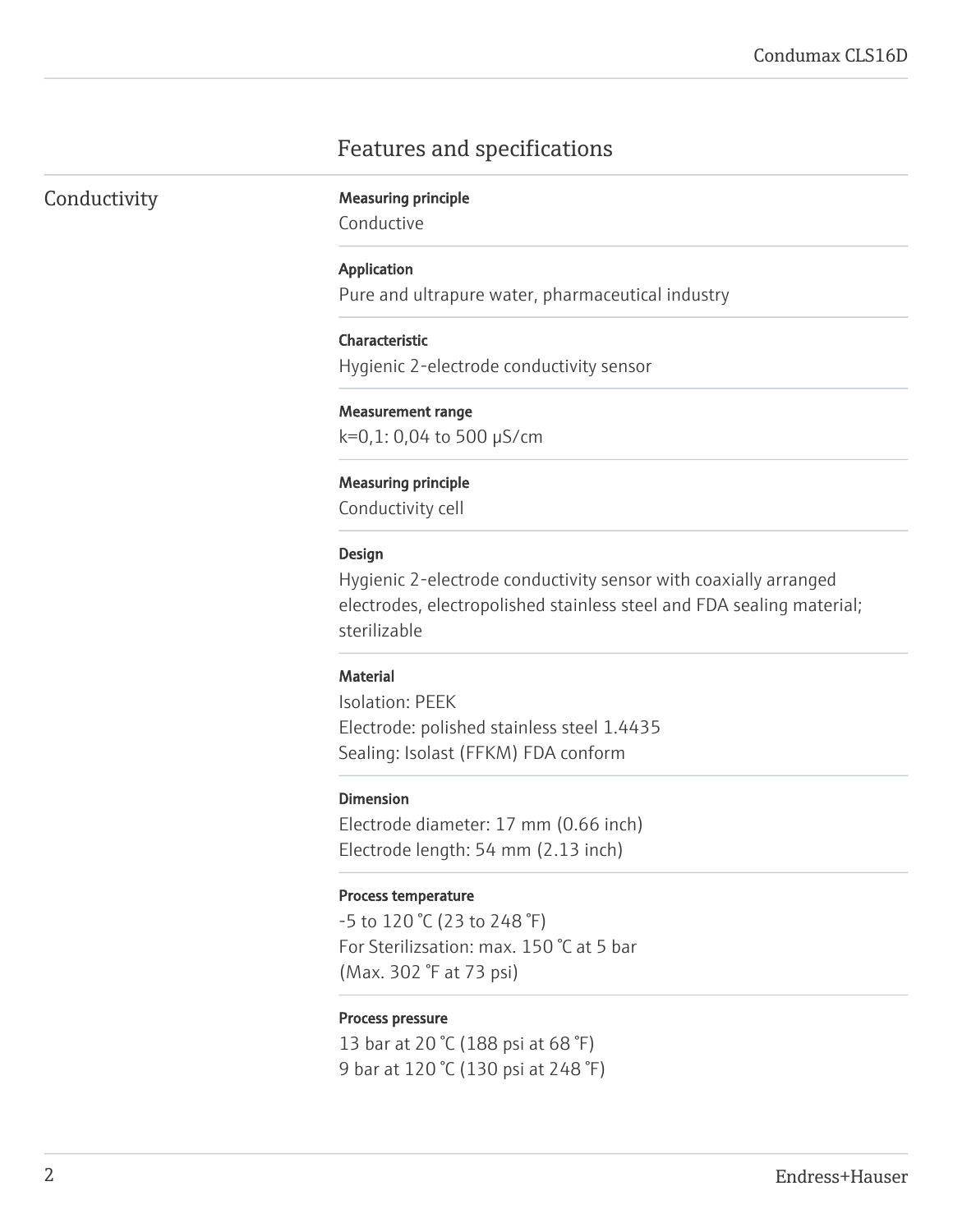# Features and specifications

## Conductivity

**Measuring principle**
Conductive

**Application**
Pure and ultrapure water, pharmaceutical industry

**Characteristic**
Hygienic 2-electrode conductivity sensor

**Measurement range**
k=0,1: 0,04 to 500 µS/cm

**Measuring principle**
Conductivity cell

**Design**
Hygienic 2-electrode conductivity sensor with coaxially arranged electrodes, electropolished stainless steel and FDA sealing material; sterilizable

**Material**
Isolation: PEEK
Electrode: polished stainless steel 1.4435
Sealing: Isolast (FFKM) FDA conform

**Dimension**
Electrode diameter: 17 mm (0.66 inch)
Electrode length: 54 mm (2.13 inch)

**Process temperature**
-5 to 120 °C (23 to 248 °F)
For Sterilizsation: max. 150 °C at 5 bar
(Max. 302 °F at 73 psi)

**Process pressure**
13 bar at 20 °C (188 psi at 68 °F)
9 bar at 120 °C (130 psi at 248 °F)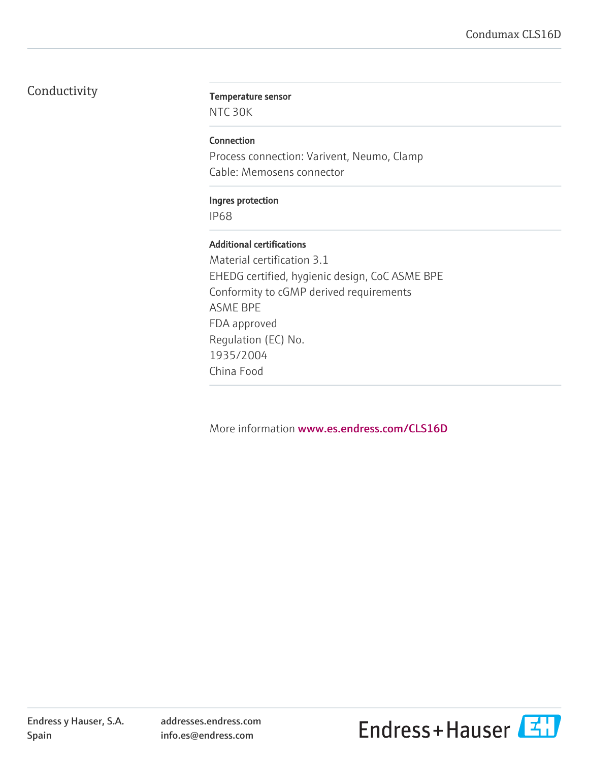## Conductivity

**Temperature sensor**

NTC 30K

**Connection**

Process connection: Varivent, Neumo, Clamp
Cable: Memosens connector

**Ingres protection**

IP68

**Additional certifications**

Material certification 3.1
EHEDG certified, hygienic design, CoC ASME BPE
Conformity to cGMP derived requirements
ASME BPE
FDA approved
Regulation (EC) No.
1935/2004
China Food

More information **www.es.endress.com/CLS16D**

Endress y Hauser, S.A.
Spain

addresses.endress.com
info.es@endress.com